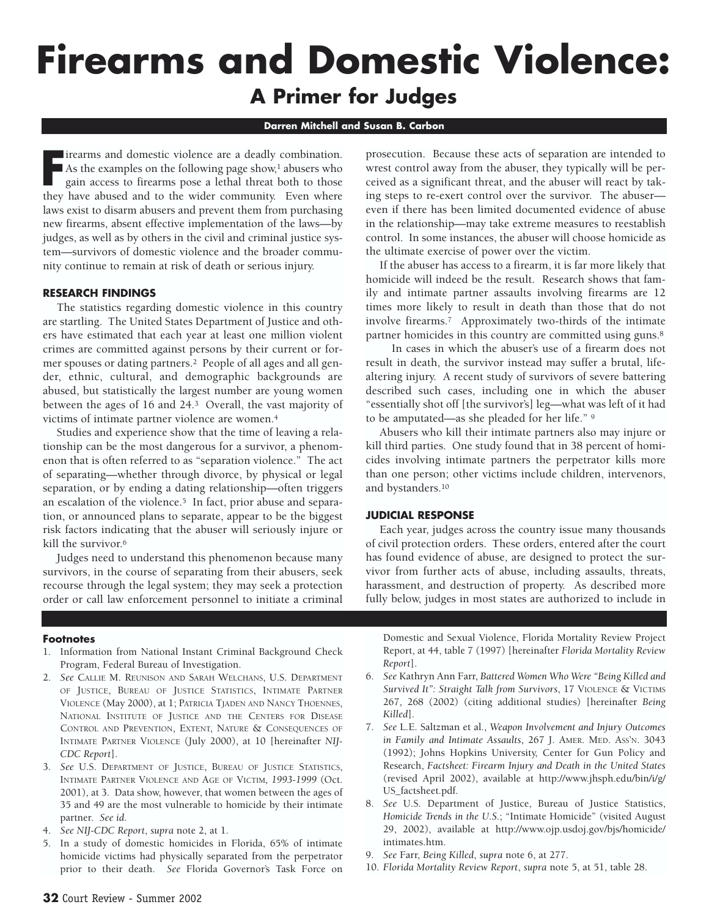# Firearms and Domestic Violence:

## A Primer for Judges

**Darren Mitchell and Susan B. Carbon**

Firearms and domestic violence are a deadly combination. As the examples on the following page show,[1] abusers who gain access to firearms pose a lethal threat both to those they have abused and to the wider community. Even where laws exist to disarm abusers and prevent them from purchasing new firearms, absent effective implementation of the laws—by judges, as well as by others in the civil and criminal justice system—survivors of domestic violence and the broader community continue to remain at risk of death or serious injury.

### RESEARCH FINDINGS

The statistics regarding domestic violence in this country are startling. The United States Department of Justice and others have estimated that each year at least one million violent crimes are committed against persons by their current or former spouses or dating partners.[2] People of all ages and all gender, ethnic, cultural, and demographic backgrounds are abused, but statistically the largest number are young women between the ages of 16 and 24.[3] Overall, the vast majority of victims of intimate partner violence are women.[4]

Studies and experience show that the time of leaving a relationship can be the most dangerous for a survivor, a phenomenon that is often referred to as "separation violence." The act of separating—whether through divorce, by physical or legal separation, or by ending a dating relationship—often triggers an escalation of the violence.[5] In fact, prior abuse and separation, or announced plans to separate, appear to be the biggest risk factors indicating that the abuser will seriously injure or kill the survivor.[6]

Judges need to understand this phenomenon because many survivors, in the course of separating from their abusers, seek recourse through the legal system; they may seek a protection order or call law enforcement personnel to initiate a criminal prosecution. Because these acts of separation are intended to wrest control away from the abuser, they typically will be perceived as a significant threat, and the abuser will react by taking steps to re-exert control over the survivor. The abuser—even if there has been limited documented evidence of abuse in the relationship—may take extreme measures to reestablish control. In some instances, the abuser will choose homicide as the ultimate exercise of power over the victim.

If the abuser has access to a firearm, it is far more likely that homicide will indeed be the result. Research shows that family and intimate partner assaults involving firearms are 12 times more likely to result in death than those that do not involve firearms.[7] Approximately two-thirds of the intimate partner homicides in this country are committed using guns.[8]

In cases in which the abuser's use of a firearm does not result in death, the survivor instead may suffer a brutal, life-altering injury. A recent study of survivors of severe battering described such cases, including one in which the abuser "essentially shot off [the survivor's] leg—what was left of it had to be amputated—as she pleaded for her life." [9]

Abusers who kill their intimate partners also may injure or kill third parties. One study found that in 38 percent of homicides involving intimate partners the perpetrator kills more than one person; other victims include children, intervenors, and bystanders.[10]

### JUDICIAL RESPONSE

Each year, judges across the country issue many thousands of civil protection orders. These orders, entered after the court has found evidence of abuse, are designed to protect the survivor from further acts of abuse, including assaults, threats, harassment, and destruction of property. As described more fully below, judges in most states are authorized to include in

---

**Footnotes**

1. Information from National Instant Criminal Background Check Program, Federal Bureau of Investigation.
2. *See* Callie M. Reunison and Sarah Welchans, U.S. Department of Justice, Bureau of Justice Statistics, Intimate Partner Violence (May 2000), at 1; Patricia Tjaden and Nancy Thoennes, National Institute of Justice and the Centers for Disease Control and Prevention, Extent, Nature & Consequences of Intimate Partner Violence (July 2000), at 10 [hereinafter *NIJ-CDC Report*].
3. *See* U.S. Department of Justice, Bureau of Justice Statistics, Intimate Partner Violence and Age of Victim, *1993-1999* (Oct. 2001), at 3. Data show, however, that women between the ages of 35 and 49 are the most vulnerable to homicide by their intimate partner. *See id.*
4. *See NIJ-CDC Report*, *supra* note 2, at 1.
5. In a study of domestic homicides in Florida, 65% of intimate homicide victims had physically separated from the perpetrator prior to their death. *See* Florida Governor's Task Force on Domestic and Sexual Violence, Florida Mortality Review Project Report, at 44, table 7 (1997) [hereinafter *Florida Mortality Review Report*].
6. *See* Kathryn Ann Farr, *Battered Women Who Were "Being Killed and Survived It": Straight Talk from Survivors*, 17 Violence & Victims 267, 268 (2002) (citing additional studies) [hereinafter *Being Killed*].
7. *See* L.E. Saltzman et al., *Weapon Involvement and Injury Outcomes in Family and Intimate Assaults*, 267 J. Amer. Med. Ass'n. 3043 (1992); Johns Hopkins University, Center for Gun Policy and Research, *Factsheet: Firearm Injury and Death in the United States* (revised April 2002), available at http://www.jhsph.edu/bin/i/g/US_factsheet.pdf.
8. *See* U.S. Department of Justice, Bureau of Justice Statistics, *Homicide Trends in the U.S.*; "Intimate Homicide" (visited August 29, 2002), available at http://www.ojp.usdoj.gov/bjs/homicide/intimates.htm.
9. *See* Farr, *Being Killed*, *supra* note 6, at 277.
10. *Florida Mortality Review Report*, *supra* note 5, at 51, table 28.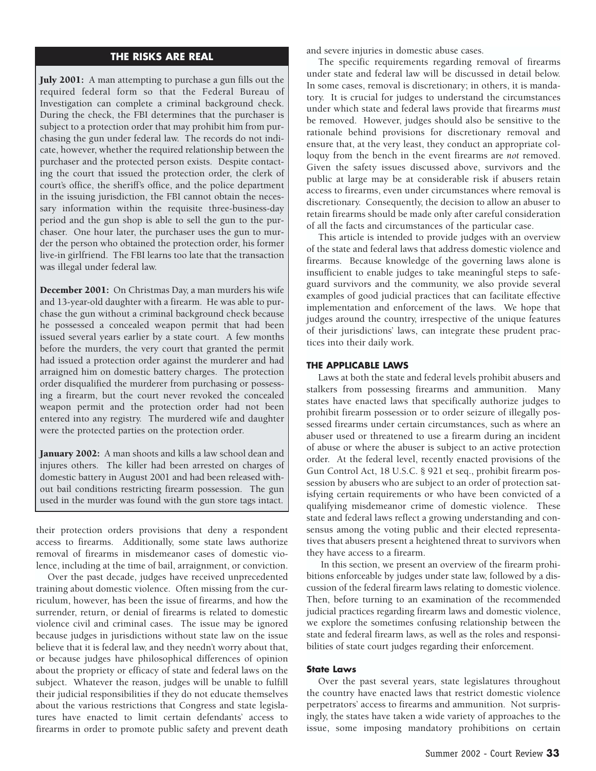## THE RISKS ARE REAL

**July 2001:** A man attempting to purchase a gun fills out the required federal form so that the Federal Bureau of Investigation can complete a criminal background check. During the check, the FBI determines that the purchaser is subject to a protection order that may prohibit him from purchasing the gun under federal law. The records do not indicate, however, whether the required relationship between the purchaser and the protected person exists. Despite contacting the court that issued the protection order, the clerk of court's office, the sheriff's office, and the police department in the issuing jurisdiction, the FBI cannot obtain the necessary information within the requisite three-business-day period and the gun shop is able to sell the gun to the purchaser. One hour later, the purchaser uses the gun to murder the person who obtained the protection order, his former live-in girlfriend. The FBI learns too late that the transaction was illegal under federal law.

**December 2001:** On Christmas Day, a man murders his wife and 13-year-old daughter with a firearm. He was able to purchase the gun without a criminal background check because he possessed a concealed weapon permit that had been issued several years earlier by a state court. A few months before the murders, the very court that granted the permit had issued a protection order against the murderer and had arraigned him on domestic battery charges. The protection order disqualified the murderer from purchasing or possessing a firearm, but the court never revoked the concealed weapon permit and the protection order had not been entered into any registry. The murdered wife and daughter were the protected parties on the protection order.

**January 2002:** A man shoots and kills a law school dean and injures others. The killer had been arrested on charges of domestic battery in August 2001 and had been released without bail conditions restricting firearm possession. The gun used in the murder was found with the gun store tags intact.

their protection orders provisions that deny a respondent access to firearms. Additionally, some state laws authorize removal of firearms in misdemeanor cases of domestic violence, including at the time of bail, arraignment, or conviction.

Over the past decade, judges have received unprecedented training about domestic violence. Often missing from the curriculum, however, has been the issue of firearms, and how the surrender, return, or denial of firearms is related to domestic violence civil and criminal cases. The issue may be ignored because judges in jurisdictions without state law on the issue believe that it is federal law, and they needn't worry about that, or because judges have philosophical differences of opinion about the propriety or efficacy of state and federal laws on the subject. Whatever the reason, judges will be unable to fulfill their judicial responsibilities if they do not educate themselves about the various restrictions that Congress and state legislatures have enacted to limit certain defendants' access to firearms in order to promote public safety and prevent death and severe injuries in domestic abuse cases.

The specific requirements regarding removal of firearms under state and federal law will be discussed in detail below. In some cases, removal is discretionary; in others, it is mandatory. It is crucial for judges to understand the circumstances under which state and federal laws provide that firearms *must* be removed. However, judges should also be sensitive to the rationale behind provisions for discretionary removal and ensure that, at the very least, they conduct an appropriate colloquy from the bench in the event firearms are *not* removed. Given the safety issues discussed above, survivors and the public at large may be at considerable risk if abusers retain access to firearms, even under circumstances where removal is discretionary. Consequently, the decision to allow an abuser to retain firearms should be made only after careful consideration of all the facts and circumstances of the particular case.

This article is intended to provide judges with an overview of the state and federal laws that address domestic violence and firearms. Because knowledge of the governing laws alone is insufficient to enable judges to take meaningful steps to safeguard survivors and the community, we also provide several examples of good judicial practices that can facilitate effective implementation and enforcement of the laws. We hope that judges around the country, irrespective of the unique features of their jurisdictions' laws, can integrate these prudent practices into their daily work.

### THE APPLICABLE LAWS

Laws at both the state and federal levels prohibit abusers and stalkers from possessing firearms and ammunition. Many states have enacted laws that specifically authorize judges to prohibit firearm possession or to order seizure of illegally possessed firearms under certain circumstances, such as where an abuser used or threatened to use a firearm during an incident of abuse or where the abuser is subject to an active protection order. At the federal level, recently enacted provisions of the Gun Control Act, 18 U.S.C. § 921 et seq., prohibit firearm possession by abusers who are subject to an order of protection satisfying certain requirements or who have been convicted of a qualifying misdemeanor crime of domestic violence. These state and federal laws reflect a growing understanding and consensus among the voting public and their elected representatives that abusers present a heightened threat to survivors when they have access to a firearm.

In this section, we present an overview of the firearm prohibitions enforceable by judges under state law, followed by a discussion of the federal firearm laws relating to domestic violence. Then, before turning to an examination of the recommended judicial practices regarding firearm laws and domestic violence, we explore the sometimes confusing relationship between the state and federal firearm laws, as well as the roles and responsibilities of state court judges regarding their enforcement.

#### State Laws

Over the past several years, state legislatures throughout the country have enacted laws that restrict domestic violence perpetrators' access to firearms and ammunition. Not surprisingly, the states have taken a wide variety of approaches to the issue, some imposing mandatory prohibitions on certain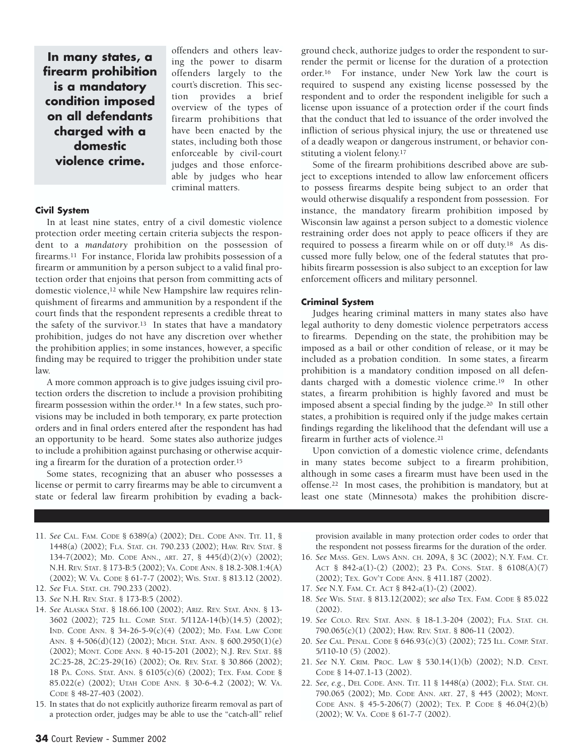> **In many states, a firearm prohibition is a mandatory condition imposed on all defendants charged with a domestic violence crime.**

offenders and others leaving the power to disarm offenders largely to the court's discretion. This section provides a brief overview of the types of firearm prohibitions that have been enacted by the states, including both those enforceable by civil-court judges and those enforceable by judges who hear criminal matters.

#### Civil System

In at least nine states, entry of a civil domestic violence protection order meeting certain criteria subjects the respondent to a *mandatory* prohibition on the possession of firearms.[11] For instance, Florida law prohibits possession of a firearm or ammunition by a person subject to a valid final protection order that enjoins that person from committing acts of domestic violence,[12] while New Hampshire law requires relinquishment of firearms and ammunition by a respondent if the court finds that the respondent represents a credible threat to the safety of the survivor.[13] In states that have a mandatory prohibition, judges do not have any discretion over whether the prohibition applies; in some instances, however, a specific finding may be required to trigger the prohibition under state law.

A more common approach is to give judges issuing civil protection orders the discretion to include a provision prohibiting firearm possession within the order.[14] In a few states, such provisions may be included in both temporary, ex parte protection orders and in final orders entered after the respondent has had an opportunity to be heard. Some states also authorize judges to include a prohibition against purchasing or otherwise acquiring a firearm for the duration of a protection order.[15]

Some states, recognizing that an abuser who possesses a license or permit to carry firearms may be able to circumvent a state or federal law firearm prohibition by evading a background check, authorize judges to order the respondent to surrender the permit or license for the duration of a protection order.[16] For instance, under New York law the court is required to suspend any existing license possessed by the respondent and to order the respondent ineligible for such a license upon issuance of a protection order if the court finds that the conduct that led to issuance of the order involved the infliction of serious physical injury, the use or threatened use of a deadly weapon or dangerous instrument, or behavior constituting a violent felony.[17]

Some of the firearm prohibitions described above are subject to exceptions intended to allow law enforcement officers to possess firearms despite being subject to an order that would otherwise disqualify a respondent from possession. For instance, the mandatory firearm prohibition imposed by Wisconsin law against a person subject to a domestic violence restraining order does not apply to peace officers if they are required to possess a firearm while on or off duty.[18] As discussed more fully below, one of the federal statutes that prohibits firearm possession is also subject to an exception for law enforcement officers and military personnel.

#### Criminal System

Judges hearing criminal matters in many states also have legal authority to deny domestic violence perpetrators access to firearms. Depending on the state, the prohibition may be imposed as a bail or other condition of release, or it may be included as a probation condition. In some states, a firearm prohibition is a mandatory condition imposed on all defendants charged with a domestic violence crime.[19] In other states, a firearm prohibition is highly favored and must be imposed absent a special finding by the judge.[20] In still other states, a prohibition is required only if the judge makes certain findings regarding the likelihood that the defendant will use a firearm in further acts of violence.[21]

Upon conviction of a domestic violence crime, defendants in many states become subject to a firearm prohibition, although in some cases a firearm must have been used in the offense.[22] In most cases, the prohibition is mandatory, but at least one state (Minnesota) makes the prohibition discre-

---

11. *See* CAL. FAM. CODE § 6389(a) (2002); DEL. CODE ANN. TIT. 11, § 1448(a) (2002); FLA. STAT. CH. 790.233 (2002); HAW. REV. STAT. § 134-7(2002); MD. CODE ANN., ART. 27, § 445(d)(2)(v) (2002); N.H. REV. STAT. § 173-B:5 (2002); VA. CODE ANN. § 18.2-308.1:4(A) (2002); W. VA. CODE § 61-7-7 (2002); WIS. STAT. § 813.12 (2002).
12. *See* FLA. STAT. CH. 790.233 (2002).
13. *See* N.H. REV. STAT. § 173-B:5 (2002).
14. *See* ALASKA STAT. § 18.66.100 (2002); ARIZ. REV. STAT. ANN. § 13-3602 (2002); 725 ILL. COMP. STAT. 5/112A-14(b)(14.5) (2002); IND. CODE ANN. § 34-26-5-9(c)(4) (2002); MD. FAM. LAW CODE ANN. § 4-506(d)(12) (2002); MICH. STAT. ANN. § 600.2950(1)(e) (2002); MONT. CODE ANN. § 40-15-201 (2002); N.J. REV. STAT. §§ 2C:25-28, 2C:25-29(16) (2002); OR. REV. STAT. § 30.866 (2002); 18 PA. CONS. STAT. ANN. § 6105(c)(6) (2002); TEX. FAM. CODE § 85.022(e) (2002); UTAH CODE ANN. § 30-6-4.2 (2002); W. VA. CODE § 48-27-403 (2002).
15. In states that do not explicitly authorize firearm removal as part of a protection order, judges may be able to use the "catch-all" relief provision available in many protection order codes to order that the respondent not possess firearms for the duration of the order.
16. *See* MASS. GEN. LAWS ANN. CH. 209A, § 3C (2002); N.Y. FAM. CT. ACT § 842-a(1)-(2) (2002); 23 PA. CONS. STAT. § 6108(A)(7) (2002); TEX. GOV'T CODE ANN. § 411.187 (2002).
17. *See* N.Y. FAM. CT. ACT § 842-a(1)-(2) (2002).
18. *See* WIS. STAT. § 813.12(2002); *see also* TEX. FAM. CODE § 85.022 (2002).
19. *See* COLO. REV. STAT. ANN. § 18-1.3-204 (2002); FLA. STAT. CH. 790.065(c)(1) (2002); HAW. REV. STAT. § 806-11 (2002).
20. *See* CAL. PENAL. CODE § 646.93(c)(3) (2002); 725 ILL. COMP. STAT. 5/110-10 (5) (2002).
21. *See* N.Y. CRIM. PROC. LAW § 530.14(1)(b) (2002); N.D. CENT. CODE § 14-07.1-13 (2002).
22. *See, e.g.*, DEL. CODE. ANN. TIT. 11 § 1448(a) (2002); FLA. STAT. CH. 790.065 (2002); MD. CODE ANN. ART. 27, § 445 (2002); MONT. CODE ANN. § 45-5-206(7) (2002); TEX. P. CODE § 46.04(2)(b) (2002); W. VA. CODE § 61-7-7 (2002).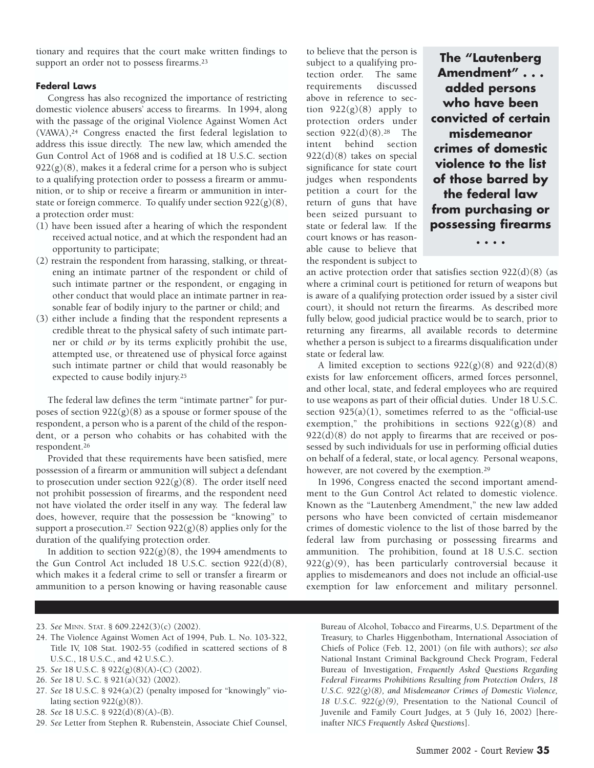tionary and requires that the court make written findings to support an order not to possess firearms.[23]

### Federal Laws

Congress has also recognized the importance of restricting domestic violence abusers' access to firearms. In 1994, along with the passage of the original Violence Against Women Act (VAWA),[24] Congress enacted the first federal legislation to address this issue directly. The new law, which amended the Gun Control Act of 1968 and is codified at 18 U.S.C. section 922(g)(8), makes it a federal crime for a person who is subject to a qualifying protection order to possess a firearm or ammunition, or to ship or receive a firearm or ammunition in interstate or foreign commerce. To qualify under section 922(g)(8), a protection order must:

(1) have been issued after a hearing of which the respondent received actual notice, and at which the respondent had an opportunity to participate;
(2) restrain the respondent from harassing, stalking, or threatening an intimate partner of the respondent or child of such intimate partner or the respondent, or engaging in other conduct that would place an intimate partner in reasonable fear of bodily injury to the partner or child; and
(3) either include a finding that the respondent represents a credible threat to the physical safety of such intimate partner or child *or* by its terms explicitly prohibit the use, attempted use, or threatened use of physical force against such intimate partner or child that would reasonably be expected to cause bodily injury.[25]

The federal law defines the term "intimate partner" for purposes of section 922(g)(8) as a spouse or former spouse of the respondent, a person who is a parent of the child of the respondent, or a person who cohabits or has cohabited with the respondent.[26]

Provided that these requirements have been satisfied, mere possession of a firearm or ammunition will subject a defendant to prosecution under section 922(g)(8). The order itself need not prohibit possession of firearms, and the respondent need not have violated the order itself in any way. The federal law does, however, require that the possession be "knowing" to support a prosecution.[27] Section 922(g)(8) applies only for the duration of the qualifying protection order.

In addition to section 922(g)(8), the 1994 amendments to the Gun Control Act included 18 U.S.C. section 922(d)(8), which makes it a federal crime to sell or transfer a firearm or ammunition to a person knowing or having reasonable cause to believe that the person is subject to a qualifying protection order. The same requirements discussed above in reference to section 922(g)(8) apply to protection orders under section 922(d)(8).[28] The intent behind section 922(d)(8) takes on special significance for state court judges when respondents petition a court for the return of guns that have been seized pursuant to state or federal law. If the court knows or has reasonable cause to believe that the respondent is subject to an active protection order that satisfies section 922(d)(8) (as where a criminal court is petitioned for return of weapons but is aware of a qualifying protection order issued by a sister civil court), it should not return the firearms. As described more fully below, good judicial practice would be to search, prior to returning any firearms, all available records to determine whether a person is subject to a firearms disqualification under state or federal law.

**The "Lautenberg Amendment" . . . added persons who have been convicted of certain misdemeanor crimes of domestic violence to the list of those barred by the federal law from purchasing or possessing firearms . . . .**

A limited exception to sections 922(g)(8) and 922(d)(8) exists for law enforcement officers, armed forces personnel, and other local, state, and federal employees who are required to use weapons as part of their official duties. Under 18 U.S.C. section 925(a)(1), sometimes referred to as the "official-use exemption," the prohibitions in sections 922(g)(8) and 922(d)(8) do not apply to firearms that are received or possessed by such individuals for use in performing official duties on behalf of a federal, state, or local agency. Personal weapons, however, are not covered by the exemption.[29]

In 1996, Congress enacted the second important amendment to the Gun Control Act related to domestic violence. Known as the "Lautenberg Amendment," the new law added persons who have been convicted of certain misdemeanor crimes of domestic violence to the list of those barred by the federal law from purchasing or possessing firearms and ammunition. The prohibition, found at 18 U.S.C. section 922(g)(9), has been particularly controversial because it applies to misdemeanors and does not include an official-use exemption for law enforcement and military personnel.

---

23. *See* MINN. STAT. § 609.2242(3)(c) (2002).
24. The Violence Against Women Act of 1994, Pub. L. No. 103-322, Title IV, 108 Stat. 1902-55 (codified in scattered sections of 8 U.S.C., 18 U.S.C., and 42 U.S.C.).
25. *See* 18 U.S.C. § 922(g)(8)(A)-(C) (2002).
26. *See* 18 U. S.C. § 921(a)(32) (2002).
27. *See* 18 U.S.C. § 924(a)(2) (penalty imposed for "knowingly" violating section 922(g)(8)).
28. *See* 18 U.S.C. § 922(d)(8)(A)-(B).
29. *See* Letter from Stephen R. Rubenstein, Associate Chief Counsel, Bureau of Alcohol, Tobacco and Firearms, U.S. Department of the Treasury, to Charles Higgenbotham, International Association of Chiefs of Police (Feb. 12, 2001) (on file with authors); *see also* National Instant Criminal Background Check Program, Federal Bureau of Investigation, *Frequently Asked Questions Regarding Federal Firearms Prohibitions Resulting from Protection Orders, 18 U.S.C. 922(g)(8), and Misdemeanor Crimes of Domestic Violence, 18 U.S.C. 922(g)(9),* Presentation to the National Council of Juvenile and Family Court Judges, at 5 (July 16, 2002) [hereinafter *NICS Frequently Asked Questions*].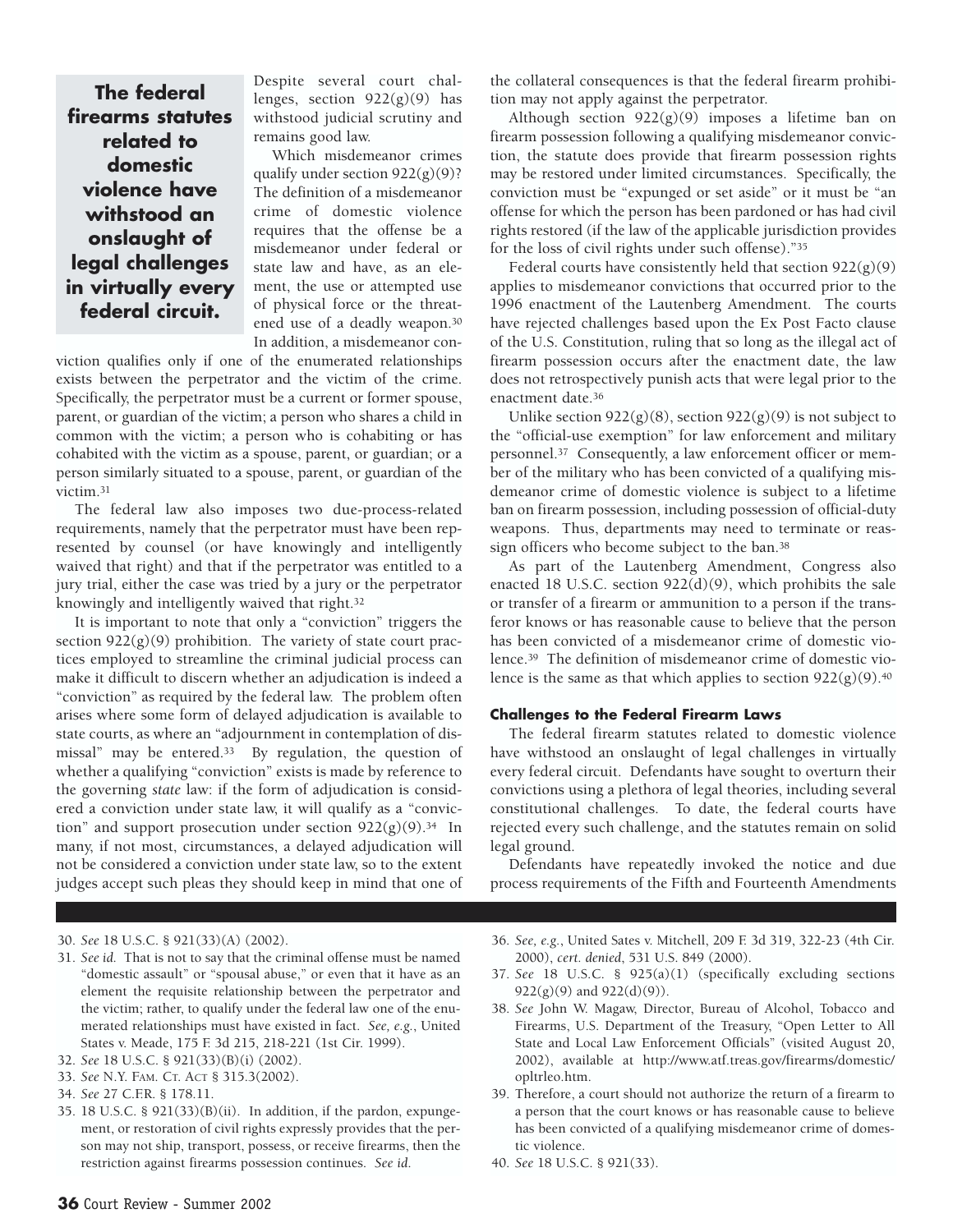Despite several court challenges, section 922(g)(9) has withstood judicial scrutiny and remains good law.

Which misdemeanor crimes qualify under section 922(g)(9)? The definition of a misdemeanor crime of domestic violence requires that the offense be a misdemeanor under federal or state law and have, as an element, the use or attempted use of physical force or the threatened use of a deadly weapon.[30] In addition, a misdemeanor conviction qualifies only if one of the enumerated relationships exists between the perpetrator and the victim of the crime. Specifically, the perpetrator must be a current or former spouse, parent, or guardian of the victim; a person who shares a child in common with the victim; a person who is cohabiting or has cohabited with the victim as a spouse, parent, or guardian; or a person similarly situated to a spouse, parent, or guardian of the victim.[31]

The federal law also imposes two due-process-related requirements, namely that the perpetrator must have been represented by counsel (or have knowingly and intelligently waived that right) and that if the perpetrator was entitled to a jury trial, either the case was tried by a jury or the perpetrator knowingly and intelligently waived that right.[32]

It is important to note that only a "conviction" triggers the section 922(g)(9) prohibition. The variety of state court practices employed to streamline the criminal judicial process can make it difficult to discern whether an adjudication is indeed a "conviction" as required by the federal law. The problem often arises where some form of delayed adjudication is available to state courts, as where an "adjournment in contemplation of dismissal" may be entered.[33] By regulation, the question of whether a qualifying "conviction" exists is made by reference to the governing *state* law: if the form of adjudication is considered a conviction under state law, it will qualify as a "conviction" and support prosecution under section 922(g)(9).[34] In many, if not most, circumstances, a delayed adjudication will not be considered a conviction under state law, so to the extent judges accept such pleas they should keep in mind that one of the collateral consequences is that the federal firearm prohibition may not apply against the perpetrator.

Although section 922(g)(9) imposes a lifetime ban on firearm possession following a qualifying misdemeanor conviction, the statute does provide that firearm possession rights may be restored under limited circumstances. Specifically, the conviction must be "expunged or set aside" or it must be "an offense for which the person has been pardoned or has had civil rights restored (if the law of the applicable jurisdiction provides for the loss of civil rights under such offense)."[35]

Federal courts have consistently held that section 922(g)(9) applies to misdemeanor convictions that occurred prior to the 1996 enactment of the Lautenberg Amendment. The courts have rejected challenges based upon the Ex Post Facto clause of the U.S. Constitution, ruling that so long as the illegal act of firearm possession occurs after the enactment date, the law does not retrospectively punish acts that were legal prior to the enactment date.[36]

Unlike section 922(g)(8), section 922(g)(9) is not subject to the "official-use exemption" for law enforcement and military personnel.[37] Consequently, a law enforcement officer or member of the military who has been convicted of a qualifying misdemeanor crime of domestic violence is subject to a lifetime ban on firearm possession, including possession of official-duty weapons. Thus, departments may need to terminate or reassign officers who become subject to the ban.[38]

As part of the Lautenberg Amendment, Congress also enacted 18 U.S.C. section 922(d)(9), which prohibits the sale or transfer of a firearm or ammunition to a person if the transferor knows or has reasonable cause to believe that the person has been convicted of a misdemeanor crime of domestic violence.[39] The definition of misdemeanor crime of domestic violence is the same as that which applies to section 922(g)(9).[40]

#### Challenges to the Federal Firearm Laws

The federal firearm statutes related to domestic violence have withstood an onslaught of legal challenges in virtually every federal circuit. Defendants have sought to overturn their convictions using a plethora of legal theories, including several constitutional challenges. To date, the federal courts have rejected every such challenge, and the statutes remain on solid legal ground.

Defendants have repeatedly invoked the notice and due process requirements of the Fifth and Fourteenth Amendments

**The federal firearms statutes related to domestic violence have withstood an onslaught of legal challenges in virtually every federal circuit.**

---

30. *See* 18 U.S.C. § 921(33)(A) (2002).
31. *See id.* That is not to say that the criminal offense must be named "domestic assault" or "spousal abuse," or even that it have as an element the requisite relationship between the perpetrator and the victim; rather, to qualify under the federal law one of the enumerated relationships must have existed in fact. *See, e.g.*, United States v. Meade, 175 F. 3d 215, 218-221 (1st Cir. 1999).
32. *See* 18 U.S.C. § 921(33)(B)(i) (2002).
33. *See* N.Y. FAM. CT. ACT § 315.3(2002).
34. *See* 27 C.F.R. § 178.11.
35. 18 U.S.C. § 921(33)(B)(ii). In addition, if the pardon, expungement, or restoration of civil rights expressly provides that the person may not ship, transport, possess, or receive firearms, then the restriction against firearms possession continues. *See id.*
36. *See, e.g.*, United Sates v. Mitchell, 209 F. 3d 319, 322-23 (4th Cir. 2000), *cert. denied*, 531 U.S. 849 (2000).
37. *See* 18 U.S.C. § 925(a)(1) (specifically excluding sections 922(g)(9) and 922(d)(9)).
38. *See* John W. Magaw, Director, Bureau of Alcohol, Tobacco and Firearms, U.S. Department of the Treasury, "Open Letter to All State and Local Law Enforcement Officials" (visited August 20, 2002), available at http://www.atf.treas.gov/firearms/domestic/opltrleo.htm.
39. Therefore, a court should not authorize the return of a firearm to a person that the court knows or has reasonable cause to believe has been convicted of a qualifying misdemeanor crime of domestic violence.
40. *See* 18 U.S.C. § 921(33).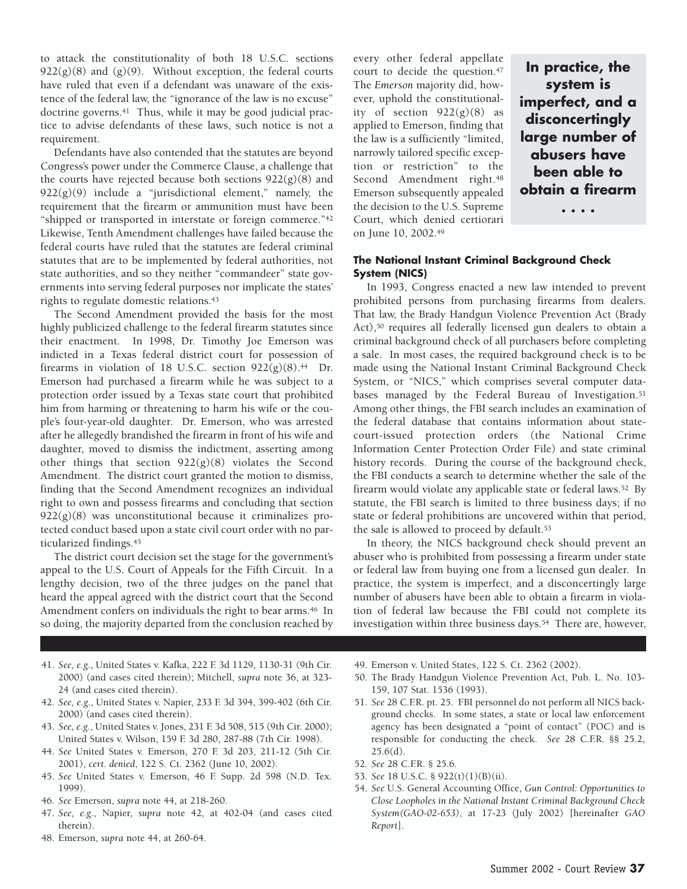to attack the constitutionality of both 18 U.S.C. sections 922(g)(8) and (g)(9). Without exception, the federal courts have ruled that even if a defendant was unaware of the existence of the federal law, the "ignorance of the law is no excuse" doctrine governs.[41] Thus, while it may be good judicial practice to advise defendants of these laws, such notice is not a requirement.

Defendants have also contended that the statutes are beyond Congress's power under the Commerce Clause, a challenge that the courts have rejected because both sections 922(g)(8) and 922(g)(9) include a "jurisdictional element," namely, the requirement that the firearm or ammunition must have been "shipped or transported in interstate or foreign commerce."[42] Likewise, Tenth Amendment challenges have failed because the federal courts have ruled that the statutes are federal criminal statutes that are to be implemented by federal authorities, not state authorities, and so they neither "commandeer" state governments into serving federal purposes nor implicate the states' rights to regulate domestic relations.[43]

The Second Amendment provided the basis for the most highly publicized challenge to the federal firearm statutes since their enactment. In 1998, Dr. Timothy Joe Emerson was indicted in a Texas federal district court for possession of firearms in violation of 18 U.S.C. section 922(g)(8).[44] Dr. Emerson had purchased a firearm while he was subject to a protection order issued by a Texas state court that prohibited him from harming or threatening to harm his wife or the couple's four-year-old daughter. Dr. Emerson, who was arrested after he allegedly brandished the firearm in front of his wife and daughter, moved to dismiss the indictment, asserting among other things that section 922(g)(8) violates the Second Amendment. The district court granted the motion to dismiss, finding that the Second Amendment recognizes an individual right to own and possess firearms and concluding that section 922(g)(8) was unconstitutional because it criminalizes protected conduct based upon a state civil court order with no particularized findings.[45]

The district court decision set the stage for the government's appeal to the U.S. Court of Appeals for the Fifth Circuit. In a lengthy decision, two of the three judges on the panel that heard the appeal agreed with the district court that the Second Amendment confers on individuals the right to bear arms.[46] In so doing, the majority departed from the conclusion reached by every other federal appellate court to decide the question.[47] The *Emerson* majority did, however, uphold the constitutionality of section 922(g)(8) as applied to Emerson, finding that the law is a sufficiently "limited, narrowly tailored specific exception or restriction" to the Second Amendment right.[48] Emerson subsequently appealed the decision to the U.S. Supreme Court, which denied certiorari on June 10, 2002.[49]

**In practice, the system is imperfect, and a disconcertingly large number of abusers have been able to obtain a firearm . . . .**

#### The National Instant Criminal Background Check System (NICS)

In 1993, Congress enacted a new law intended to prevent prohibited persons from purchasing firearms from dealers. That law, the Brady Handgun Violence Prevention Act (Brady Act),[50] requires all federally licensed gun dealers to obtain a criminal background check of all purchasers before completing a sale. In most cases, the required background check is to be made using the National Instant Criminal Background Check System, or "NICS," which comprises several computer databases managed by the Federal Bureau of Investigation.[51] Among other things, the FBI search includes an examination of the federal database that contains information about state-court-issued protection orders (the National Crime Information Center Protection Order File) and state criminal history records. During the course of the background check, the FBI conducts a search to determine whether the sale of the firearm would violate any applicable state or federal laws.[52] By statute, the FBI search is limited to three business days; if no state or federal prohibitions are uncovered within that period, the sale is allowed to proceed by default.[53]

In theory, the NICS background check should prevent an abuser who is prohibited from possessing a firearm under state or federal law from buying one from a licensed gun dealer. In practice, the system is imperfect, and a disconcertingly large number of abusers have been able to obtain a firearm in violation of federal law because the FBI could not complete its investigation within three business days.[54] There are, however,

41. *See, e.g.*, United States v. Kafka, 222 F. 3d 1129, 1130-31 (9th Cir. 2000) (and cases cited therein); Mitchell, *supra* note 36, at 323-24 (and cases cited therein).
42. *See, e.g.*, United States v. Napier, 233 F. 3d 394, 399-402 (6th Cir. 2000) (and cases cited therein).
43. *See, e.g.*, United States v. Jones, 231 F. 3d 508, 515 (9th Cir. 2000); United States v. Wilson, 159 F. 3d 280, 287-88 (7th Cir. 1998).
44. *See* United States v. Emerson, 270 F. 3d 203, 211-12 (5th Cir. 2001), *cert. denied*, 122 S. Ct. 2362 (June 10, 2002).
45. *See* United States v. Emerson, 46 F. Supp. 2d 598 (N.D. Tex. 1999).
46. *See* Emerson, *supra* note 44, at 218-260.
47. *See, e.g.*, Napier, *supra* note 42, at 402-04 (and cases cited therein).
48. Emerson, *supra* note 44, at 260-64.
49. Emerson v. United States, 122 S. Ct. 2362 (2002).
50. The Brady Handgun Violence Prevention Act, Pub. L. No. 103-159, 107 Stat. 1536 (1993).
51. *See* 28 C.F.R. pt. 25. FBI personnel do not perform all NICS background checks. In some states, a state or local law enforcement agency has been designated a "point of contact" (POC) and is responsible for conducting the check. *See* 28 C.F.R. §§ 25.2, 25.6(d).
52. *See* 28 C.F.R. § 25.6.
53. *See* 18 U.S.C. § 922(t)(1)(B)(ii).
54. *See* U.S. General Accounting Office, *Gun Control: Opportunities to Close Loopholes in the National Instant Criminal Background Check System(GAO-02-653)*, at 17-23 (July 2002) [hereinafter *GAO Report*].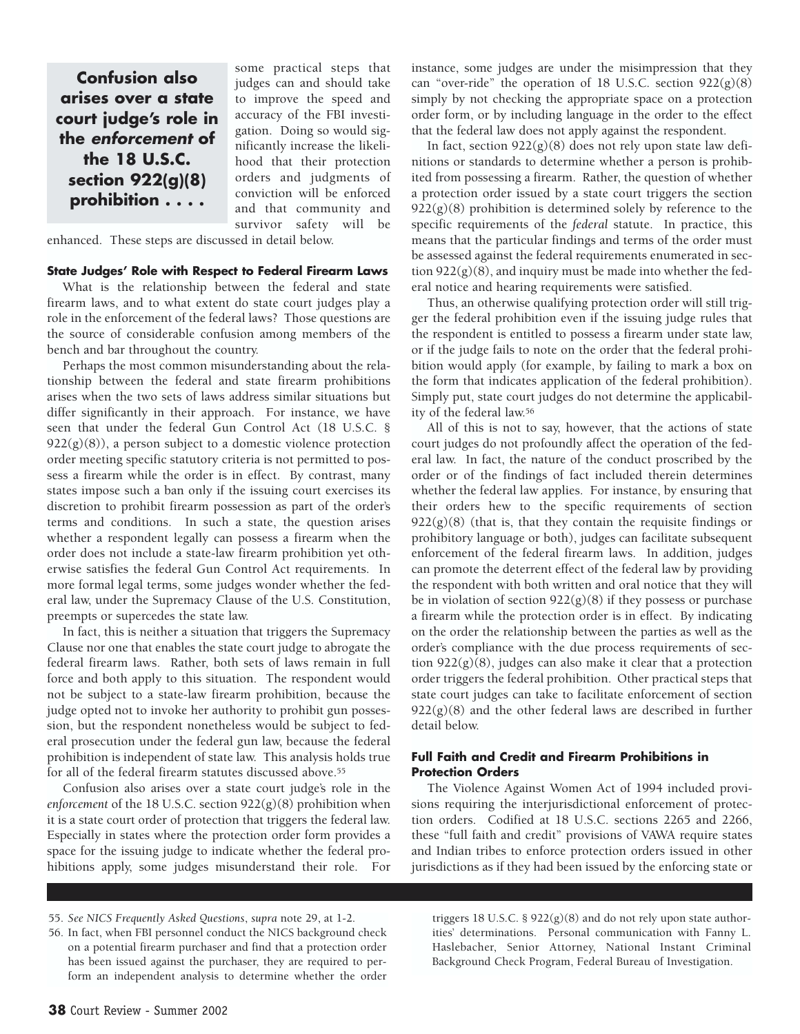> **Confusion also arises over a state court judge's role in the *enforcement* of the 18 U.S.C. section 922(g)(8) prohibition . . . .**

some practical steps that judges can and should take to improve the speed and accuracy of the FBI investigation. Doing so would significantly increase the likelihood that their protection orders and judgments of conviction will be enforced and that community and survivor safety will be enhanced. These steps are discussed in detail below.

#### State Judges' Role with Respect to Federal Firearm Laws

What is the relationship between the federal and state firearm laws, and to what extent do state court judges play a role in the enforcement of the federal laws? Those questions are the source of considerable confusion among members of the bench and bar throughout the country.

Perhaps the most common misunderstanding about the relationship between the federal and state firearm prohibitions arises when the two sets of laws address similar situations but differ significantly in their approach. For instance, we have seen that under the federal Gun Control Act (18 U.S.C. § 922(g)(8)), a person subject to a domestic violence protection order meeting specific statutory criteria is not permitted to possess a firearm while the order is in effect. By contrast, many states impose such a ban only if the issuing court exercises its discretion to prohibit firearm possession as part of the order's terms and conditions. In such a state, the question arises whether a respondent legally can possess a firearm when the order does not include a state-law firearm prohibition yet otherwise satisfies the federal Gun Control Act requirements. In more formal legal terms, some judges wonder whether the federal law, under the Supremacy Clause of the U.S. Constitution, preempts or supercedes the state law.

In fact, this is neither a situation that triggers the Supremacy Clause nor one that enables the state court judge to abrogate the federal firearm laws. Rather, both sets of laws remain in full force and both apply to this situation. The respondent would not be subject to a state-law firearm prohibition, because the judge opted not to invoke her authority to prohibit gun possession, but the respondent nonetheless would be subject to federal prosecution under the federal gun law, because the federal prohibition is independent of state law. This analysis holds true for all of the federal firearm statutes discussed above.[55]

Confusion also arises over a state court judge's role in the *enforcement* of the 18 U.S.C. section 922(g)(8) prohibition when it is a state court order of protection that triggers the federal law. Especially in states where the protection order form provides a space for the issuing judge to indicate whether the federal prohibitions apply, some judges misunderstand their role. For instance, some judges are under the misimpression that they can "over-ride" the operation of 18 U.S.C. section 922(g)(8) simply by not checking the appropriate space on a protection order form, or by including language in the order to the effect that the federal law does not apply against the respondent.

In fact, section 922(g)(8) does not rely upon state law definitions or standards to determine whether a person is prohibited from possessing a firearm. Rather, the question of whether a protection order issued by a state court triggers the section 922(g)(8) prohibition is determined solely by reference to the specific requirements of the *federal* statute. In practice, this means that the particular findings and terms of the order must be assessed against the federal requirements enumerated in section 922(g)(8), and inquiry must be made into whether the federal notice and hearing requirements were satisfied.

Thus, an otherwise qualifying protection order will still trigger the federal prohibition even if the issuing judge rules that the respondent is entitled to possess a firearm under state law, or if the judge fails to note on the order that the federal prohibition would apply (for example, by failing to mark a box on the form that indicates application of the federal prohibition). Simply put, state court judges do not determine the applicability of the federal law.[56]

All of this is not to say, however, that the actions of state court judges do not profoundly affect the operation of the federal law. In fact, the nature of the conduct proscribed by the order or of the findings of fact included therein determines whether the federal law applies. For instance, by ensuring that their orders hew to the specific requirements of section 922(g)(8) (that is, that they contain the requisite findings or prohibitory language or both), judges can facilitate subsequent enforcement of the federal firearm laws. In addition, judges can promote the deterrent effect of the federal law by providing the respondent with both written and oral notice that they will be in violation of section 922(g)(8) if they possess or purchase a firearm while the protection order is in effect. By indicating on the order the relationship between the parties as well as the order's compliance with the due process requirements of section 922(g)(8), judges can also make it clear that a protection order triggers the federal prohibition. Other practical steps that state court judges can take to facilitate enforcement of section 922(g)(8) and the other federal laws are described in further detail below.

#### Full Faith and Credit and Firearm Prohibitions in Protection Orders

The Violence Against Women Act of 1994 included provisions requiring the interjurisdictional enforcement of protection orders. Codified at 18 U.S.C. sections 2265 and 2266, these "full faith and credit" provisions of VAWA require states and Indian tribes to enforce protection orders issued in other jurisdictions as if they had been issued by the enforcing state or

---

55. *See NICS Frequently Asked Questions*, *supra* note 29, at 1-2.

56. In fact, when FBI personnel conduct the NICS background check on a potential firearm purchaser and find that a protection order has been issued against the purchaser, they are required to perform an independent analysis to determine whether the order triggers 18 U.S.C. § 922(g)(8) and do not rely upon state authorities' determinations. Personal communication with Fanny L. Haslebacher, Senior Attorney, National Instant Criminal Background Check Program, Federal Bureau of Investigation.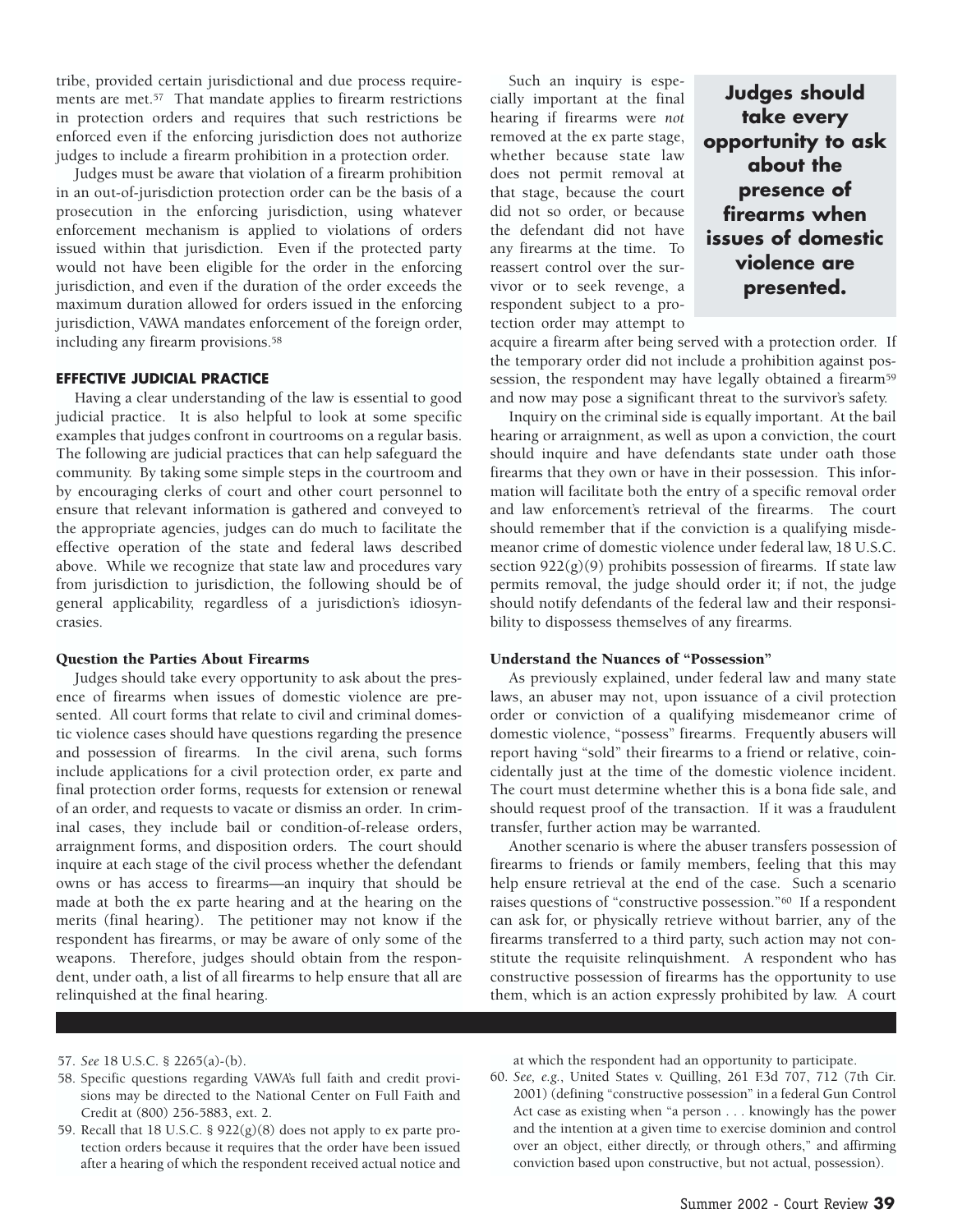tribe, provided certain jurisdictional and due process requirements are met.[57] That mandate applies to firearm restrictions in protection orders and requires that such restrictions be enforced even if the enforcing jurisdiction does not authorize judges to include a firearm prohibition in a protection order.

Judges must be aware that violation of a firearm prohibition in an out-of-jurisdiction protection order can be the basis of a prosecution in the enforcing jurisdiction, using whatever enforcement mechanism is applied to violations of orders issued within that jurisdiction. Even if the protected party would not have been eligible for the order in the enforcing jurisdiction, and even if the duration of the order exceeds the maximum duration allowed for orders issued in the enforcing jurisdiction, VAWA mandates enforcement of the foreign order, including any firearm provisions.[58]

### EFFECTIVE JUDICIAL PRACTICE

Having a clear understanding of the law is essential to good judicial practice. It is also helpful to look at some specific examples that judges confront in courtrooms on a regular basis. The following are judicial practices that can help safeguard the community. By taking some simple steps in the courtroom and by encouraging clerks of court and other court personnel to ensure that relevant information is gathered and conveyed to the appropriate agencies, judges can do much to facilitate the effective operation of the state and federal laws described above. While we recognize that state law and procedures vary from jurisdiction to jurisdiction, the following should be of general applicability, regardless of a jurisdiction's idiosyncrasies.

#### Question the Parties About Firearms

Judges should take every opportunity to ask about the presence of firearms when issues of domestic violence are presented. All court forms that relate to civil and criminal domestic violence cases should have questions regarding the presence and possession of firearms. In the civil arena, such forms include applications for a civil protection order, ex parte and final protection order forms, requests for extension or renewal of an order, and requests to vacate or dismiss an order. In criminal cases, they include bail or condition-of-release orders, arraignment forms, and disposition orders. The court should inquire at each stage of the civil process whether the defendant owns or has access to firearms—an inquiry that should be made at both the ex parte hearing and at the hearing on the merits (final hearing). The petitioner may not know if the respondent has firearms, or may be aware of only some of the weapons. Therefore, judges should obtain from the respondent, under oath, a list of all firearms to help ensure that all are relinquished at the final hearing.

Such an inquiry is especially important at the final hearing if firearms were *not* removed at the ex parte stage, whether because state law does not permit removal at that stage, because the court did not so order, or because the defendant did not have any firearms at the time. To reassert control over the survivor or to seek revenge, a respondent subject to a protection order may attempt to acquire a firearm after being served with a protection order. If the temporary order did not include a prohibition against possession, the respondent may have legally obtained a firearm[59] and now may pose a significant threat to the survivor's safety.

**Judges should take every opportunity to ask about the presence of firearms when issues of domestic violence are presented.**

Inquiry on the criminal side is equally important. At the bail hearing or arraignment, as well as upon a conviction, the court should inquire and have defendants state under oath those firearms that they own or have in their possession. This information will facilitate both the entry of a specific removal order and law enforcement's retrieval of the firearms. The court should remember that if the conviction is a qualifying misdemeanor crime of domestic violence under federal law, 18 U.S.C. section 922(g)(9) prohibits possession of firearms. If state law permits removal, the judge should order it; if not, the judge should notify defendants of the federal law and their responsibility to dispossess themselves of any firearms.

#### Understand the Nuances of "Possession"

As previously explained, under federal law and many state laws, an abuser may not, upon issuance of a civil protection order or conviction of a qualifying misdemeanor crime of domestic violence, "possess" firearms. Frequently abusers will report having "sold" their firearms to a friend or relative, coincidentally just at the time of the domestic violence incident. The court must determine whether this is a bona fide sale, and should request proof of the transaction. If it was a fraudulent transfer, further action may be warranted.

Another scenario is where the abuser transfers possession of firearms to friends or family members, feeling that this may help ensure retrieval at the end of the case. Such a scenario raises questions of "constructive possession."[60] If a respondent can ask for, or physically retrieve without barrier, any of the firearms transferred to a third party, such action may not constitute the requisite relinquishment. A respondent who has constructive possession of firearms has the opportunity to use them, which is an action expressly prohibited by law. A court

---

57. *See* 18 U.S.C. § 2265(a)-(b).

58. Specific questions regarding VAWA's full faith and credit provisions may be directed to the National Center on Full Faith and Credit at (800) 256-5883, ext. 2.

59. Recall that 18 U.S.C. § 922(g)(8) does not apply to ex parte protection orders because it requires that the order have been issued after a hearing of which the respondent received actual notice and at which the respondent had an opportunity to participate.

60. *See, e.g.*, United States v. Quilling, 261 F.3d 707, 712 (7th Cir. 2001) (defining "constructive possession" in a federal Gun Control Act case as existing when "a person . . . knowingly has the power and the intention at a given time to exercise dominion and control over an object, either directly, or through others," and affirming conviction based upon constructive, but not actual, possession).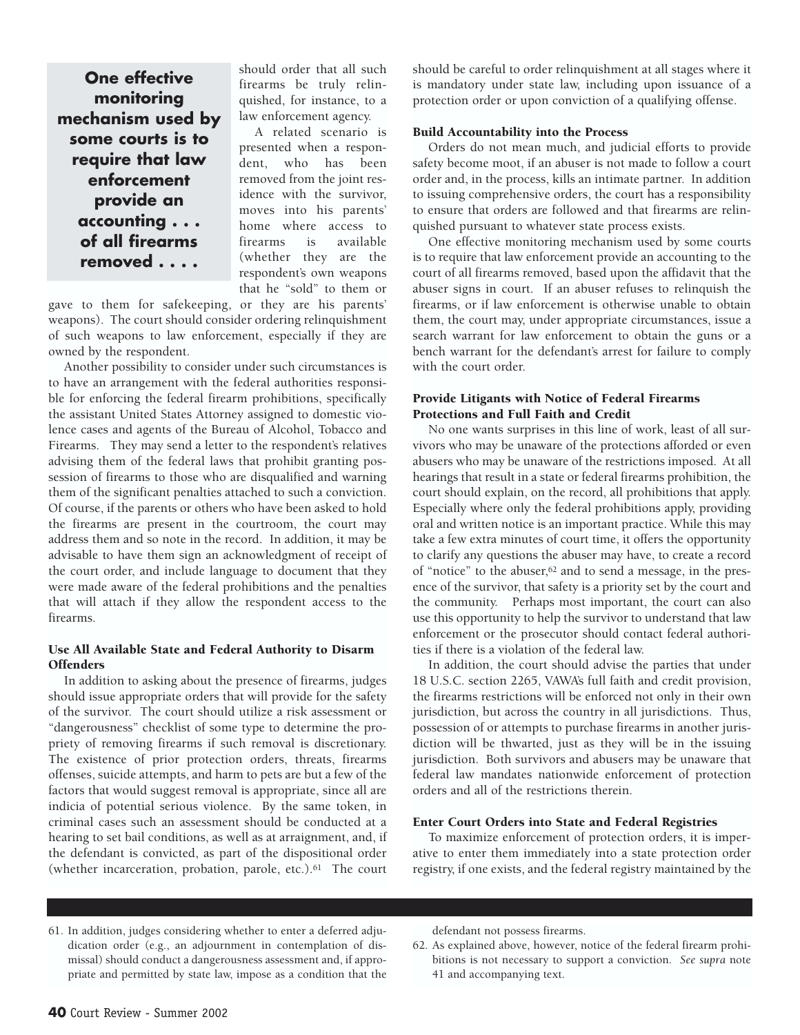> **One effective monitoring mechanism used by some courts is to require that law enforcement provide an accounting . . . of all firearms removed . . . .**

should order that all such firearms be truly relinquished, for instance, to a law enforcement agency.

A related scenario is presented when a respondent, who has been removed from the joint residence with the survivor, moves into his parents' home where access to firearms is available (whether they are the respondent's own weapons that he "sold" to them or gave to them for safekeeping, or they are his parents' weapons). The court should consider ordering relinquishment of such weapons to law enforcement, especially if they are owned by the respondent.

Another possibility to consider under such circumstances is to have an arrangement with the federal authorities responsible for enforcing the federal firearm prohibitions, specifically the assistant United States Attorney assigned to domestic violence cases and agents of the Bureau of Alcohol, Tobacco and Firearms. They may send a letter to the respondent's relatives advising them of the federal laws that prohibit granting possession of firearms to those who are disqualified and warning them of the significant penalties attached to such a conviction. Of course, if the parents or others who have been asked to hold the firearms are present in the courtroom, the court may address them and so note in the record. In addition, it may be advisable to have them sign an acknowledgment of receipt of the court order, and include language to document that they were made aware of the federal prohibitions and the penalties that will attach if they allow the respondent access to the firearms.

### Use All Available State and Federal Authority to Disarm Offenders

In addition to asking about the presence of firearms, judges should issue appropriate orders that will provide for the safety of the survivor. The court should utilize a risk assessment or "dangerousness" checklist of some type to determine the propriety of removing firearms if such removal is discretionary. The existence of prior protection orders, threats, firearms offenses, suicide attempts, and harm to pets are but a few of the factors that would suggest removal is appropriate, since all are indicia of potential serious violence. By the same token, in criminal cases such an assessment should be conducted at a hearing to set bail conditions, as well as at arraignment, and, if the defendant is convicted, as part of the dispositional order (whether incarceration, probation, parole, etc.).[61] The court should be careful to order relinquishment at all stages where it is mandatory under state law, including upon issuance of a protection order or upon conviction of a qualifying offense.

### Build Accountability into the Process

Orders do not mean much, and judicial efforts to provide safety become moot, if an abuser is not made to follow a court order and, in the process, kills an intimate partner. In addition to issuing comprehensive orders, the court has a responsibility to ensure that orders are followed and that firearms are relinquished pursuant to whatever state process exists.

One effective monitoring mechanism used by some courts is to require that law enforcement provide an accounting to the court of all firearms removed, based upon the affidavit that the abuser signs in court. If an abuser refuses to relinquish the firearms, or if law enforcement is otherwise unable to obtain them, the court may, under appropriate circumstances, issue a search warrant for law enforcement to obtain the guns or a bench warrant for the defendant's arrest for failure to comply with the court order.

### Provide Litigants with Notice of Federal Firearms Protections and Full Faith and Credit

No one wants surprises in this line of work, least of all survivors who may be unaware of the protections afforded or even abusers who may be unaware of the restrictions imposed. At all hearings that result in a state or federal firearms prohibition, the court should explain, on the record, all prohibitions that apply. Especially where only the federal prohibitions apply, providing oral and written notice is an important practice. While this may take a few extra minutes of court time, it offers the opportunity to clarify any questions the abuser may have, to create a record of "notice" to the abuser,[62] and to send a message, in the presence of the survivor, that safety is a priority set by the court and the community. Perhaps most important, the court can also use this opportunity to help the survivor to understand that law enforcement or the prosecutor should contact federal authorities if there is a violation of the federal law.

In addition, the court should advise the parties that under 18 U.S.C. section 2265, VAWA's full faith and credit provision, the firearms restrictions will be enforced not only in their own jurisdiction, but across the country in all jurisdictions. Thus, possession of or attempts to purchase firearms in another jurisdiction will be thwarted, just as they will be in the issuing jurisdiction. Both survivors and abusers may be unaware that federal law mandates nationwide enforcement of protection orders and all of the restrictions therein.

### Enter Court Orders into State and Federal Registries

To maximize enforcement of protection orders, it is imperative to enter them immediately into a state protection order registry, if one exists, and the federal registry maintained by the

---

61. In addition, judges considering whether to enter a deferred adjudication order (e.g., an adjournment in contemplation of dismissal) should conduct a dangerousness assessment and, if appropriate and permitted by state law, impose as a condition that the defendant not possess firearms.

62. As explained above, however, notice of the federal firearm prohibitions is not necessary to support a conviction. *See supra* note 41 and accompanying text.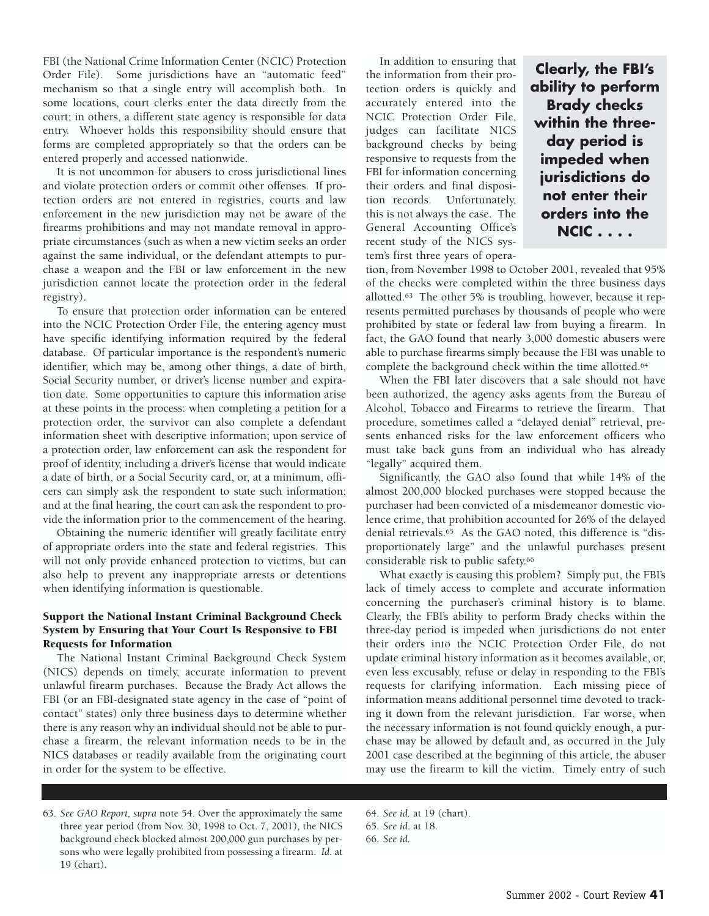FBI (the National Crime Information Center (NCIC) Protection Order File). Some jurisdictions have an "automatic feed" mechanism so that a single entry will accomplish both. In some locations, court clerks enter the data directly from the court; in others, a different state agency is responsible for data entry. Whoever holds this responsibility should ensure that forms are completed appropriately so that the orders can be entered properly and accessed nationwide.

It is not uncommon for abusers to cross jurisdictional lines and violate protection orders or commit other offenses. If protection orders are not entered in registries, courts and law enforcement in the new jurisdiction may not be aware of the firearms prohibitions and may not mandate removal in appropriate circumstances (such as when a new victim seeks an order against the same individual, or the defendant attempts to purchase a weapon and the FBI or law enforcement in the new jurisdiction cannot locate the protection order in the federal registry).

To ensure that protection order information can be entered into the NCIC Protection Order File, the entering agency must have specific identifying information required by the federal database. Of particular importance is the respondent's numeric identifier, which may be, among other things, a date of birth, Social Security number, or driver's license number and expiration date. Some opportunities to capture this information arise at these points in the process: when completing a petition for a protection order, the survivor can also complete a defendant information sheet with descriptive information; upon service of a protection order, law enforcement can ask the respondent for proof of identity, including a driver's license that would indicate a date of birth, or a Social Security card, or, at a minimum, officers can simply ask the respondent to state such information; and at the final hearing, the court can ask the respondent to provide the information prior to the commencement of the hearing.

Obtaining the numeric identifier will greatly facilitate entry of appropriate orders into the state and federal registries. This will not only provide enhanced protection to victims, but can also help to prevent any inappropriate arrests or detentions when identifying information is questionable.

### Support the National Instant Criminal Background Check System by Ensuring that Your Court Is Responsive to FBI Requests for Information

The National Instant Criminal Background Check System (NICS) depends on timely, accurate information to prevent unlawful firearm purchases. Because the Brady Act allows the FBI (or an FBI-designated state agency in the case of "point of contact" states) only three business days to determine whether there is any reason why an individual should not be able to purchase a firearm, the relevant information needs to be in the NICS databases or readily available from the originating court in order for the system to be effective.

In addition to ensuring that the information from their protection orders is quickly and accurately entered into the NCIC Protection Order File, judges can facilitate NICS background checks by being responsive to requests from the FBI for information concerning their orders and final disposition records. Unfortunately, this is not always the case. The General Accounting Office's recent study of the NICS system's first three years of operation, from November 1998 to October 2001, revealed that 95% of the checks were completed within the three business days allotted.[63] The other 5% is troubling, however, because it represents permitted purchases by thousands of people who were prohibited by state or federal law from buying a firearm. In fact, the GAO found that nearly 3,000 domestic abusers were able to purchase firearms simply because the FBI was unable to complete the background check within the time allotted.[64]

**Clearly, the FBI's ability to perform Brady checks within the three-day period is impeded when jurisdictions do not enter their orders into the NCIC . . . .**

When the FBI later discovers that a sale should not have been authorized, the agency asks agents from the Bureau of Alcohol, Tobacco and Firearms to retrieve the firearm. That procedure, sometimes called a "delayed denial" retrieval, presents enhanced risks for the law enforcement officers who must take back guns from an individual who has already "legally" acquired them.

Significantly, the GAO also found that while 14% of the almost 200,000 blocked purchases were stopped because the purchaser had been convicted of a misdemeanor domestic violence crime, that prohibition accounted for 26% of the delayed denial retrievals.[65] As the GAO noted, this difference is "disproportionately large" and the unlawful purchases present considerable risk to public safety.[66]

What exactly is causing this problem? Simply put, the FBI's lack of timely access to complete and accurate information concerning the purchaser's criminal history is to blame. Clearly, the FBI's ability to perform Brady checks within the three-day period is impeded when jurisdictions do not enter their orders into the NCIC Protection Order File, do not update criminal history information as it becomes available, or, even less excusably, refuse or delay in responding to the FBI's requests for clarifying information. Each missing piece of information means additional personnel time devoted to tracking it down from the relevant jurisdiction. Far worse, when the necessary information is not found quickly enough, a purchase may be allowed by default and, as occurred in the July 2001 case described at the beginning of this article, the abuser may use the firearm to kill the victim. Timely entry of such

---

63. *See GAO Report, supra* note 54. Over the approximately the same three year period (from Nov. 30, 1998 to Oct. 7, 2001), the NICS background check blocked almost 200,000 gun purchases by persons who were legally prohibited from possessing a firearm. *Id.* at 19 (chart).

64. *See id.* at 19 (chart).

65. *See id.* at 18.

66. *See id.*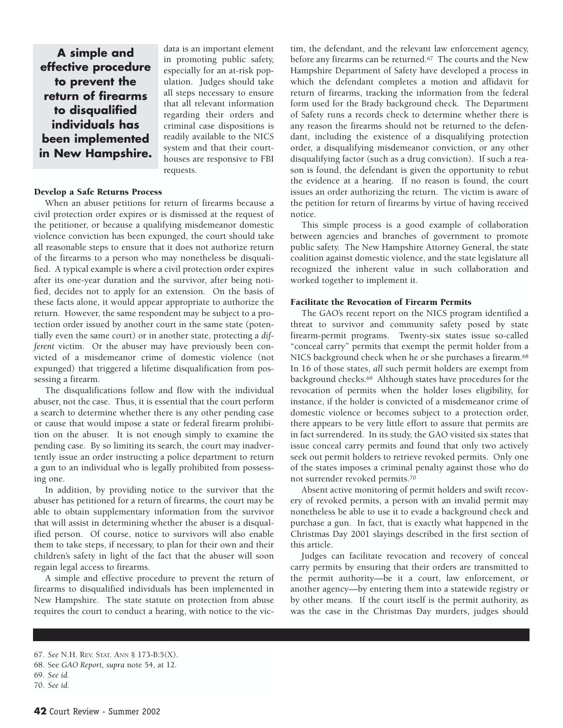> **A simple and effective procedure to prevent the return of firearms to disqualified individuals has been implemented in New Hampshire.**

data is an important element in promoting public safety, especially for an at-risk population. Judges should take all steps necessary to ensure that all relevant information regarding their orders and criminal case dispositions is readily available to the NICS system and that their courthouses are responsive to FBI requests.

### Develop a Safe Returns Process

When an abuser petitions for return of firearms because a civil protection order expires or is dismissed at the request of the petitioner, or because a qualifying misdemeanor domestic violence conviction has been expunged, the court should take all reasonable steps to ensure that it does not authorize return of the firearms to a person who may nonetheless be disqualified. A typical example is where a civil protection order expires after its one-year duration and the survivor, after being notified, decides not to apply for an extension. On the basis of these facts alone, it would appear appropriate to authorize the return. However, the same respondent may be subject to a protection order issued by another court in the same state (potentially even the same court) or in another state, protecting a *different* victim. Or the abuser may have previously been convicted of a misdemeanor crime of domestic violence (not expunged) that triggered a lifetime disqualification from possessing a firearm.

The disqualifications follow and flow with the individual abuser, not the case. Thus, it is essential that the court perform a search to determine whether there is any other pending case or cause that would impose a state or federal firearm prohibition on the abuser. It is not enough simply to examine the pending case. By so limiting its search, the court may inadvertently issue an order instructing a police department to return a gun to an individual who is legally prohibited from possessing one.

In addition, by providing notice to the survivor that the abuser has petitioned for a return of firearms, the court may be able to obtain supplementary information from the survivor that will assist in determining whether the abuser is a disqualified person. Of course, notice to survivors will also enable them to take steps, if necessary, to plan for their own and their children's safety in light of the fact that the abuser will soon regain legal access to firearms.

A simple and effective procedure to prevent the return of firearms to disqualified individuals has been implemented in New Hampshire. The state statute on protection from abuse requires the court to conduct a hearing, with notice to the victim, the defendant, and the relevant law enforcement agency, before any firearms can be returned.[67] The courts and the New Hampshire Department of Safety have developed a process in which the defendant completes a motion and affidavit for return of firearms, tracking the information from the federal form used for the Brady background check. The Department of Safety runs a records check to determine whether there is any reason the firearms should not be returned to the defendant, including the existence of a disqualifying protection order, a disqualifying misdemeanor conviction, or any other disqualifying factor (such as a drug conviction). If such a reason is found, the defendant is given the opportunity to rebut the evidence at a hearing. If no reason is found, the court issues an order authorizing the return. The victim is aware of the petition for return of firearms by virtue of having received notice.

This simple process is a good example of collaboration between agencies and branches of government to promote public safety. The New Hampshire Attorney General, the state coalition against domestic violence, and the state legislature all recognized the inherent value in such collaboration and worked together to implement it.

### Facilitate the Revocation of Firearm Permits

The GAO's recent report on the NICS program identified a threat to survivor and community safety posed by state firearm-permit programs. Twenty-six states issue so-called "conceal carry" permits that exempt the permit holder from a NICS background check when he or she purchases a firearm.[68] In 16 of those states, *all* such permit holders are exempt from background checks.[69] Although states have procedures for the revocation of permits when the holder loses eligibility, for instance, if the holder is convicted of a misdemeanor crime of domestic violence or becomes subject to a protection order, there appears to be very little effort to assure that permits are in fact surrendered. In its study, the GAO visited six states that issue conceal carry permits and found that only two actively seek out permit holders to retrieve revoked permits. Only one of the states imposes a criminal penalty against those who do not surrender revoked permits.[70]

Absent active monitoring of permit holders and swift recovery of revoked permits, a person with an invalid permit may nonetheless be able to use it to evade a background check and purchase a gun. In fact, that is exactly what happened in the Christmas Day 2001 slayings described in the first section of this article.

Judges can facilitate revocation and recovery of conceal carry permits by ensuring that their orders are transmitted to the permit authority—be it a court, law enforcement, or another agency—by entering them into a statewide registry or by other means. If the court itself is the permit authority, as was the case in the Christmas Day murders, judges should

---

67. *See* N.H. REV. STAT. ANN § 173-B:5(X).
68. See *GAO Report, supra* note 54, at 12.
69. *See id.*
70. *See id.*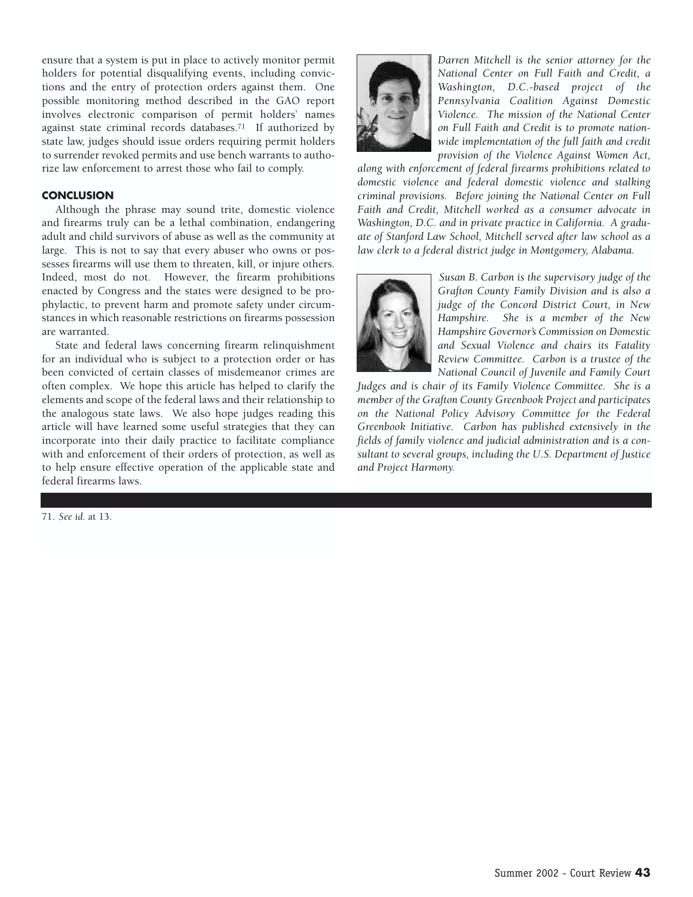ensure that a system is put in place to actively monitor permit holders for potential disqualifying events, including convictions and the entry of protection orders against them. One possible monitoring method described in the GAO report involves electronic comparison of permit holders' names against state criminal records databases.[71] If authorized by state law, judges should issue orders requiring permit holders to surrender revoked permits and use bench warrants to authorize law enforcement to arrest those who fail to comply.

## CONCLUSION

Although the phrase may sound trite, domestic violence and firearms truly can be a lethal combination, endangering adult and child survivors of abuse as well as the community at large. This is not to say that every abuser who owns or possesses firearms will use them to threaten, kill, or injure others. Indeed, most do not. However, the firearm prohibitions enacted by Congress and the states were designed to be prophylactic, to prevent harm and promote safety under circumstances in which reasonable restrictions on firearms possession are warranted.

State and federal laws concerning firearm relinquishment for an individual who is subject to a protection order or has been convicted of certain classes of misdemeanor crimes are often complex. We hope this article has helped to clarify the elements and scope of the federal laws and their relationship to the analogous state laws. We also hope judges reading this article will have learned some useful strategies that they can incorporate into their daily practice to facilitate compliance with and enforcement of their orders of protection, as well as to help ensure effective operation of the applicable state and federal firearms laws.

71. *See id.* at 13.

*Darren Mitchell is the senior attorney for the National Center on Full Faith and Credit, a Washington, D.C.-based project of the Pennsylvania Coalition Against Domestic Violence. The mission of the National Center on Full Faith and Credit is to promote nationwide implementation of the full faith and credit provision of the Violence Against Women Act, along with enforcement of federal firearms prohibitions related to domestic violence and federal domestic violence and stalking criminal provisions. Before joining the National Center on Full Faith and Credit, Mitchell worked as a consumer advocate in Washington, D.C. and in private practice in California. A graduate of Stanford Law School, Mitchell served after law school as a law clerk to a federal district judge in Montgomery, Alabama.*

*Susan B. Carbon is the supervisory judge of the Grafton County Family Division and is also a judge of the Concord District Court, in New Hampshire. She is a member of the New Hampshire Governor's Commission on Domestic and Sexual Violence and chairs its Fatality Review Committee. Carbon is a trustee of the National Council of Juvenile and Family Court Judges and is chair of its Family Violence Committee. She is a member of the Grafton County Greenbook Project and participates on the National Policy Advisory Committee for the Federal Greenbook Initiative. Carbon has published extensively in the fields of family violence and judicial administration and is a consultant to several groups, including the U.S. Department of Justice and Project Harmony.*